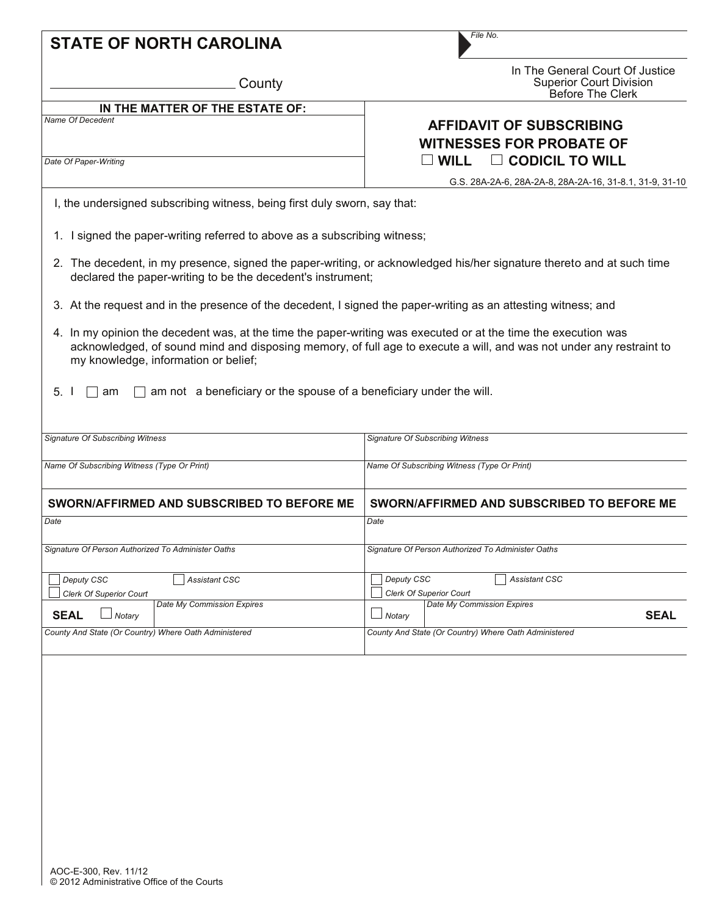# STATE OF NORTH CAROLINA

File No.

_________________________ County

In The General Court Of Justice
Superior Court Division
Before The Clerk

**IN THE MATTER OF THE ESTATE OF:**

Name Of Decedent

Date Of Paper-Writing

## AFFIDAVIT OF SUBSCRIBING WITNESSES FOR PROBATE OF
## ☐ WILL ☐ CODICIL TO WILL

G.S. 28A-2A-6, 28A-2A-8, 28A-2A-16, 31-8.1, 31-9, 31-10

I, the undersigned subscribing witness, being first duly sworn, say that:

1. I signed the paper-writing referred to above as a subscribing witness;
2. The decedent, in my presence, signed the paper-writing, or acknowledged his/her signature thereto and at such time declared the paper-writing to be the decedent's instrument;
3. At the request and in the presence of the decedent, I signed the paper-writing as an attesting witness; and
4. In my opinion the decedent was, at the time the paper-writing was executed or at the time the execution was acknowledged, of sound mind and disposing memory, of full age to execute a will, and was not under any restraint to my knowledge, information or belief;
5. I ☐ am ☐ am not a beneficiary or the spouse of a beneficiary under the will.

| | |
|---|---|
| Signature Of Subscribing Witness | Signature Of Subscribing Witness |
| Name Of Subscribing Witness (Type Or Print) | Name Of Subscribing Witness (Type Or Print) |
| **SWORN/AFFIRMED AND SUBSCRIBED TO BEFORE ME** | **SWORN/AFFIRMED AND SUBSCRIBED TO BEFORE ME** |
| Date | Date |
| Signature Of Person Authorized To Administer Oaths | Signature Of Person Authorized To Administer Oaths |
| ☐ Deputy CSC ☐ Assistant CSC ☐ Clerk Of Superior Court | ☐ Deputy CSC ☐ Assistant CSC ☐ Clerk Of Superior Court |
| **SEAL** ☐ Notary — Date My Commission Expires | ☐ Notary — Date My Commission Expires **SEAL** |
| County And State (Or Country) Where Oath Administered | County And State (Or Country) Where Oath Administered |

AOC-E-300, Rev. 11/12
© 2012 Administrative Office of the Courts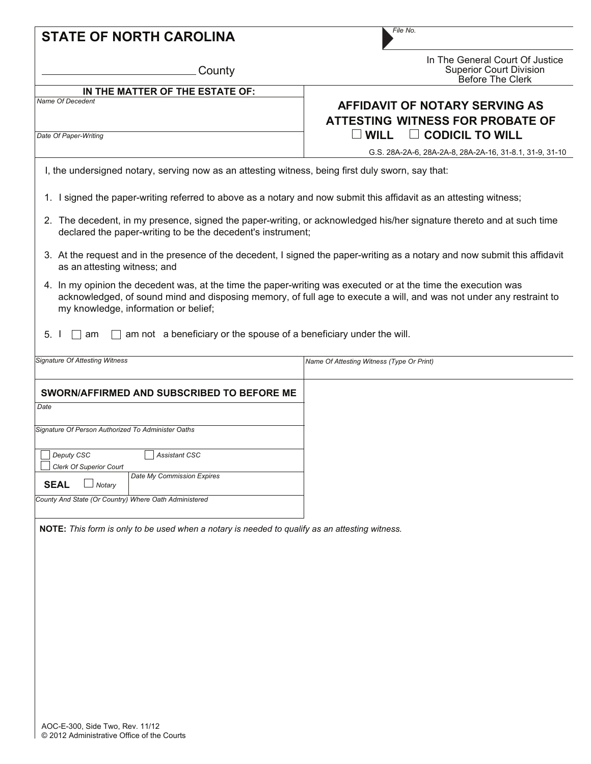# STATE OF NORTH CAROLINA

_________________________ County

File No.

In The General Court Of Justice
Superior Court Division
Before The Clerk

**IN THE MATTER OF THE ESTATE OF:**

*Name Of Decedent*

*Date Of Paper-Writing*

## AFFIDAVIT OF NOTARY SERVING AS ATTESTING WITNESS FOR PROBATE OF ☐ WILL ☐ CODICIL TO WILL

G.S. 28A-2A-6, 28A-2A-8, 28A-2A-16, 31-8.1, 31-9, 31-10

I, the undersigned notary, serving now as an attesting witness, being first duly sworn, say that:

1. I signed the paper-writing referred to above as a notary and now submit this affidavit as an attesting witness;
2. The decedent, in my presence, signed the paper-writing, or acknowledged his/her signature thereto and at such time declared the paper-writing to be the decedent's instrument;
3. At the request and in the presence of the decedent, I signed the paper-writing as a notary and now submit this affidavit as an attesting witness; and
4. In my opinion the decedent was, at the time the paper-writing was executed or at the time the execution was acknowledged, of sound mind and disposing memory, of full age to execute a will, and was not under any restraint to my knowledge, information or belief;
5. I ☐ am ☐ am not a beneficiary or the spouse of a beneficiary under the will.

| *Signature Of Attesting Witness* | *Name Of Attesting Witness (Type Or Print)* |
|---|---|
| | |

**SWORN/AFFIRMED AND SUBSCRIBED TO BEFORE ME**

*Date*

*Signature Of Person Authorized To Administer Oaths*

☐ *Deputy CSC* ☐ *Assistant CSC*
☐ *Clerk Of Superior Court*

**SEAL** ☐ *Notary* — *Date My Commission Expires*

*County And State (Or Country) Where Oath Administered*

**NOTE:** *This form is only to be used when a notary is needed to qualify as an attesting witness.*

AOC-E-300, Side Two, Rev. 11/12
© 2012 Administrative Office of the Courts